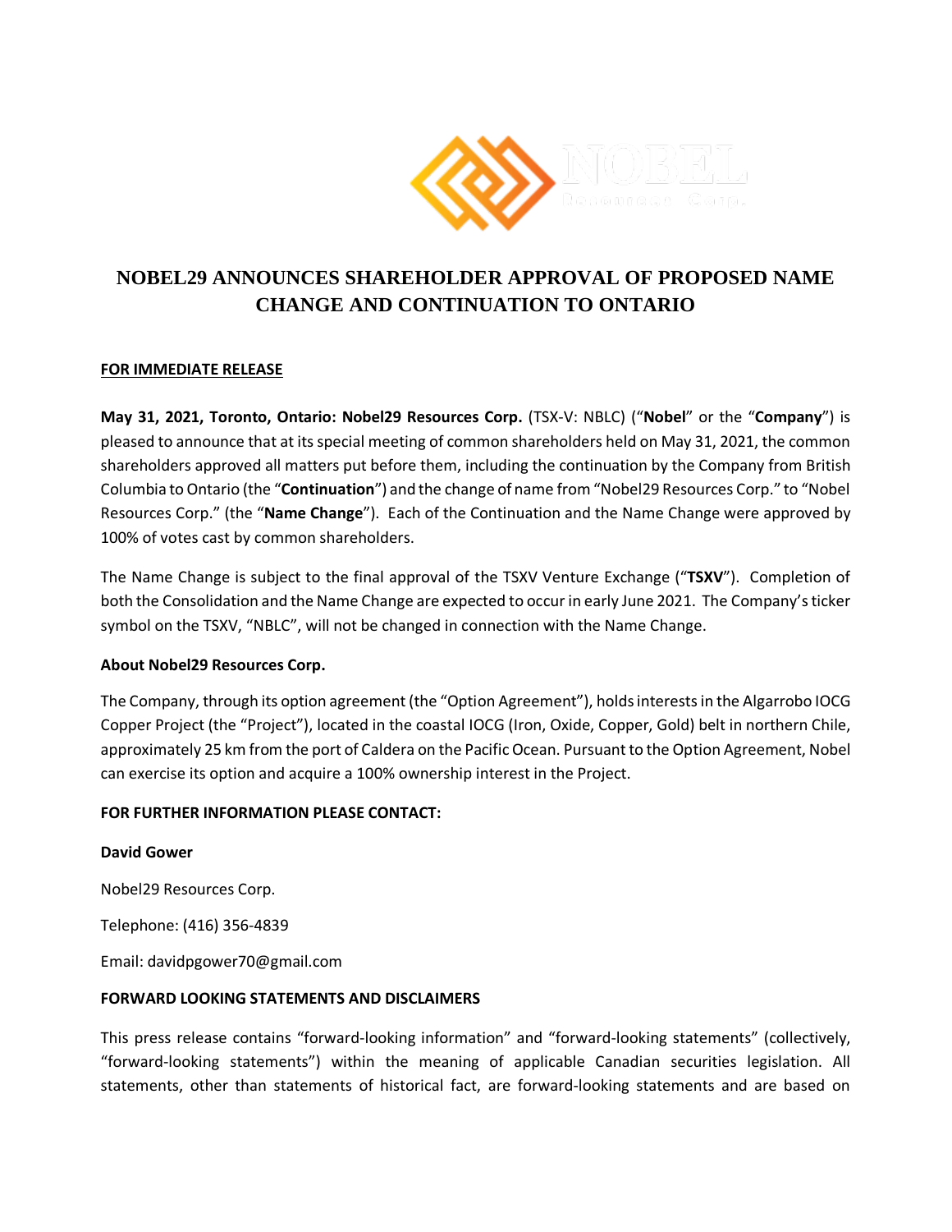# NOBEL29 ANNOUNCES SHAREHOLDER APPROVAL OF PROPOSED NAME CHANGE AND CONTINUATION TO ONTARIO

**FOR IMMEDIATE RELEASE**

**May 31, 2021, Toronto, Ontario: Nobel29 Resources Corp.** (TSX-V: NBLC) ("**Nobel**" or the "**Company**") is pleased to announce that at its special meeting of common shareholders held on May 31, 2021, the common shareholders approved all matters put before them, including the continuation by the Company from British Columbia to Ontario (the "**Continuation**") and the change of name from "Nobel29 Resources Corp." to "Nobel Resources Corp." (the "**Name Change**"). Each of the Continuation and the Name Change were approved by 100% of votes cast by common shareholders.

The Name Change is subject to the final approval of the TSXV Venture Exchange ("**TSXV**"). Completion of both the Consolidation and the Name Change are expected to occur in early June 2021. The Company's ticker symbol on the TSXV, "NBLC", will not be changed in connection with the Name Change.

**About Nobel29 Resources Corp.**

The Company, through its option agreement (the "Option Agreement"), holds interests in the Algarrobo IOCG Copper Project (the "Project"), located in the coastal IOCG (Iron, Oxide, Copper, Gold) belt in northern Chile, approximately 25 km from the port of Caldera on the Pacific Ocean. Pursuant to the Option Agreement, Nobel can exercise its option and acquire a 100% ownership interest in the Project.

**FOR FURTHER INFORMATION PLEASE CONTACT:**

**David Gower**

Nobel29 Resources Corp.

Telephone: (416) 356-4839

Email: davidpgower70@gmail.com

**FORWARD LOOKING STATEMENTS AND DISCLAIMERS**

This press release contains "forward-looking information" and "forward-looking statements" (collectively, "forward-looking statements") within the meaning of applicable Canadian securities legislation. All statements, other than statements of historical fact, are forward-looking statements and are based on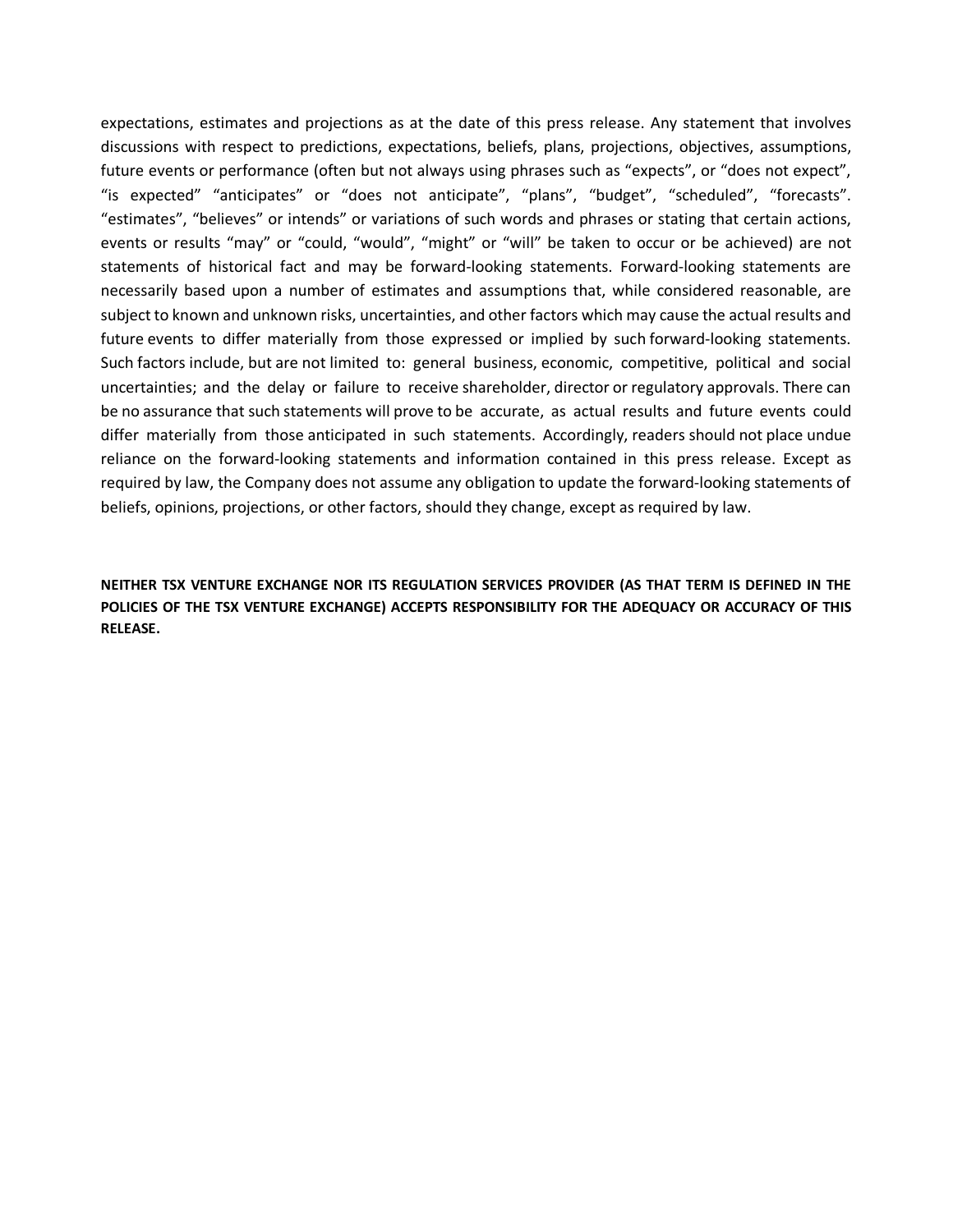expectations, estimates and projections as at the date of this press release. Any statement that involves discussions with respect to predictions, expectations, beliefs, plans, projections, objectives, assumptions, future events or performance (often but not always using phrases such as "expects", or "does not expect", "is expected" "anticipates" or "does not anticipate", "plans", "budget", "scheduled", "forecasts". "estimates", "believes" or intends" or variations of such words and phrases or stating that certain actions, events or results "may" or "could, "would", "might" or "will" be taken to occur or be achieved) are not statements of historical fact and may be forward-looking statements. Forward-looking statements are necessarily based upon a number of estimates and assumptions that, while considered reasonable, are subject to known and unknown risks, uncertainties, and other factors which may cause the actual results and future events to differ materially from those expressed or implied by such forward-looking statements. Such factors include, but are not limited to: general business, economic, competitive, political and social uncertainties; and the delay or failure to receive shareholder, director or regulatory approvals. There can be no assurance that such statements will prove to be accurate, as actual results and future events could differ materially from those anticipated in such statements. Accordingly, readers should not place undue reliance on the forward-looking statements and information contained in this press release. Except as required by law, the Company does not assume any obligation to update the forward-looking statements of beliefs, opinions, projections, or other factors, should they change, except as required by law.

**NEITHER TSX VENTURE EXCHANGE NOR ITS REGULATION SERVICES PROVIDER (AS THAT TERM IS DEFINED IN THE POLICIES OF THE TSX VENTURE EXCHANGE) ACCEPTS RESPONSIBILITY FOR THE ADEQUACY OR ACCURACY OF THIS RELEASE.**